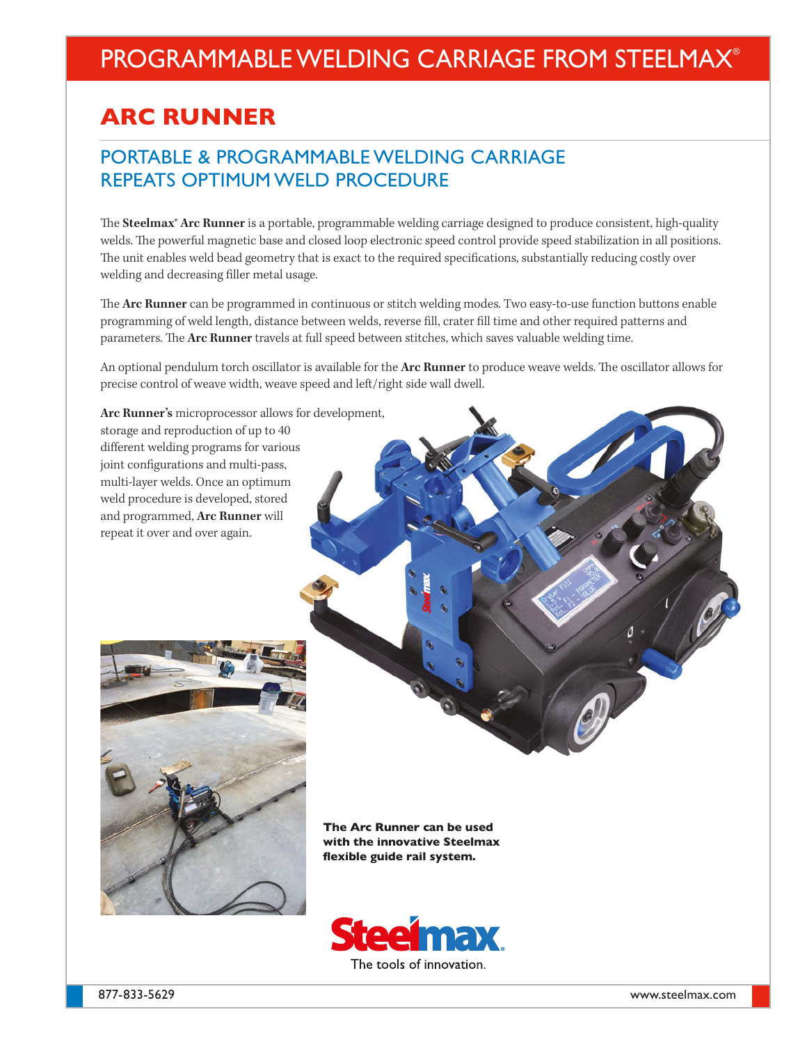# PROGRAMMABLE WELDING CARRIAGE FROM STEELMAX®

## ARC RUNNER

### PORTABLE & PROGRAMMABLE WELDING CARRIAGE REPEATS OPTIMUM WELD PROCEDURE

The **Steelmax® Arc Runner** is a portable, programmable welding carriage designed to produce consistent, high-quality welds. The powerful magnetic base and closed loop electronic speed control provide speed stabilization in all positions. The unit enables weld bead geometry that is exact to the required specifications, substantially reducing costly over welding and decreasing filler metal usage.

The **Arc Runner** can be programmed in continuous or stitch welding modes. Two easy-to-use function buttons enable programming of weld length, distance between welds, reverse fill, crater fill time and other required patterns and parameters. The **Arc Runner** travels at full speed between stitches, which saves valuable welding time.

An optional pendulum torch oscillator is available for the **Arc Runner** to produce weave welds. The oscillator allows for precise control of weave width, weave speed and left/right side wall dwell.

**Arc Runner's** microprocessor allows for development, storage and reproduction of up to 40 different welding programs for various joint configurations and multi-pass, multi-layer welds. Once an optimum weld procedure is developed, stored and programmed, **Arc Runner** will repeat it over and over again.

**The Arc Runner can be used with the innovative Steelmax flexible guide rail system.**

Steelmax®
The tools of innovation.

877-833-5629 www.steelmax.com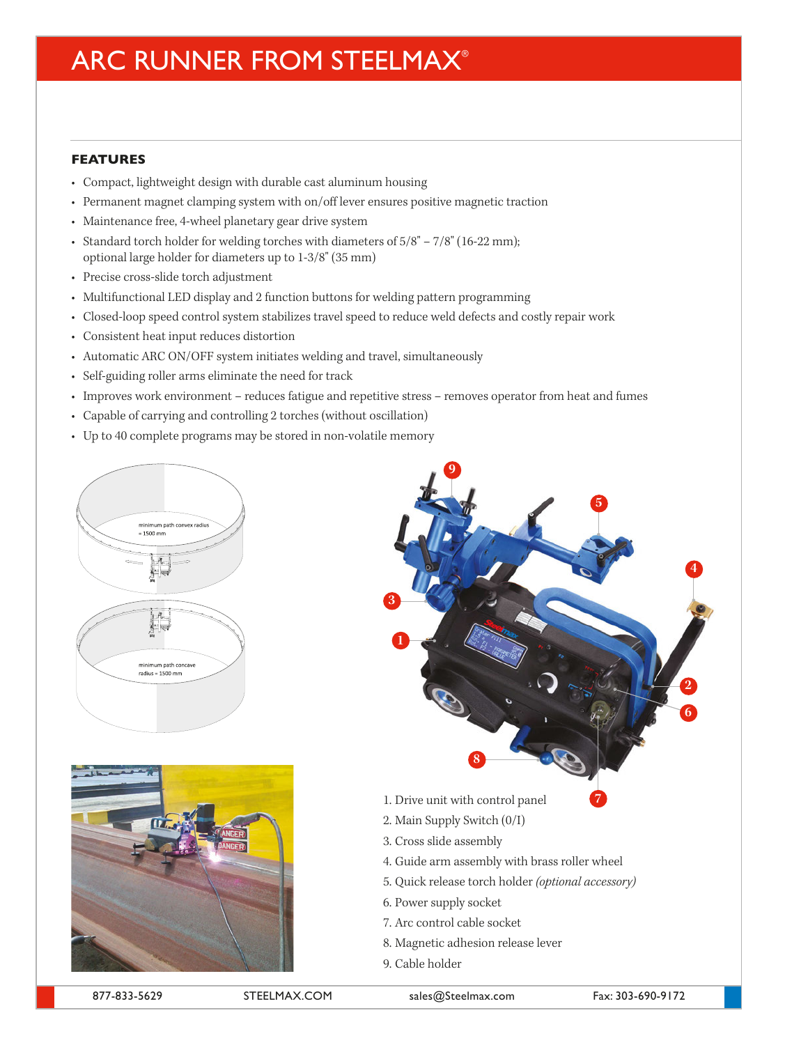# ARC RUNNER FROM STEELMAX®

## FEATURES

- Compact, lightweight design with durable cast aluminum housing
- Permanent magnet clamping system with on/off lever ensures positive magnetic traction
- Maintenance free, 4-wheel planetary gear drive system
- Standard torch holder for welding torches with diameters of 5/8" – 7/8" (16-22 mm); optional large holder for diameters up to 1-3/8" (35 mm)
- Precise cross-slide torch adjustment
- Multifunctional LED display and 2 function buttons for welding pattern programming
- Closed-loop speed control system stabilizes travel speed to reduce weld defects and costly repair work
- Consistent heat input reduces distortion
- Automatic ARC ON/OFF system initiates welding and travel, simultaneously
- Self-guiding roller arms eliminate the need for track
- Improves work environment – reduces fatigue and repetitive stress – removes operator from heat and fumes
- Capable of carrying and controlling 2 torches (without oscillation)
- Up to 40 complete programs may be stored in non-volatile memory

minimum path convex radius = 1500 mm

minimum path concave radius = 1500 mm

1. Drive unit with control panel
2. Main Supply Switch (0/I)
3. Cross slide assembly
4. Guide arm assembly with brass roller wheel
5. Quick release torch holder *(optional accessory)*
6. Power supply socket
7. Arc control cable socket
8. Magnetic adhesion release lever
9. Cable holder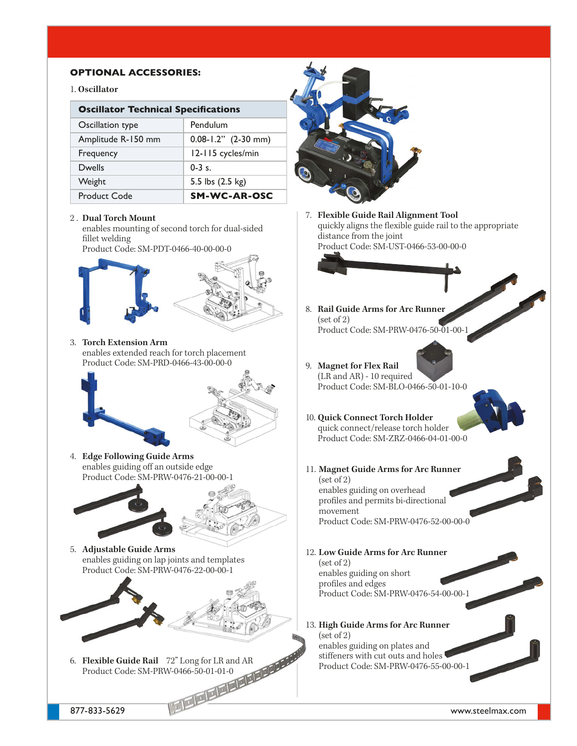## OPTIONAL ACCESSORIES:

1. **Oscillator**

| Oscillator Technical Specifications | |
|---|---|
| Oscillation type | Pendulum |
| Amplitude R-150 mm | 0.08-1.2" (2-30 mm) |
| Frequency | 12-115 cycles/min |
| Dwells | 0-3 s. |
| Weight | 5.5 lbs (2.5 kg) |
| Product Code | **SM-WC-AR-OSC** |

2. **Dual Torch Mount**
   enables mounting of second torch for dual-sided fillet welding
   Product Code: SM-PDT-0466-40-00-00-0

3. **Torch Extension Arm**
   enables extended reach for torch placement
   Product Code: SM-PRD-0466-43-00-00-0

4. **Edge Following Guide Arms**
   enables guiding off an outside edge
   Product Code: SM-PRW-0476-21-00-00-1

5. **Adjustable Guide Arms**
   enables guiding on lap joints and templates
   Product Code: SM-PRW-0476-22-00-00-1

6. **Flexible Guide Rail** 72" Long for LR and AR
   Product Code: SM-PRW-0466-50-01-01-0

7. **Flexible Guide Rail Alignment Tool**
   quickly aligns the flexible guide rail to the appropriate distance from the joint
   Product Code: SM-UST-0466-53-00-00-0

8. **Rail Guide Arms for Arc Runner**
   (set of 2)
   Product Code: SM-PRW-0476-50-01-00-1

9. **Magnet for Flex Rail**
   (LR and AR) - 10 required
   Product Code: SM-BLO-0466-50-01-10-0

10. **Quick Connect Torch Holder**
    quick connect/release torch holder
    Product Code: SM-ZRZ-0466-04-01-00-0

11. **Magnet Guide Arms for Arc Runner**
    (set of 2)
    enables guiding on overhead profiles and permits bi-directional movement
    Product Code: SM-PRW-0476-52-00-00-0

12. **Low Guide Arms for Arc Runner**
    (set of 2)
    enables guiding on short profiles and edges
    Product Code: SM-PRW-0476-54-00-00-1

13. **High Guide Arms for Arc Runner**
    (set of 2)
    enables guiding on plates and stiffeners with cut outs and holes
    Product Code: SM-PRW-0476-55-00-00-1

877-833-5629 www.steelmax.com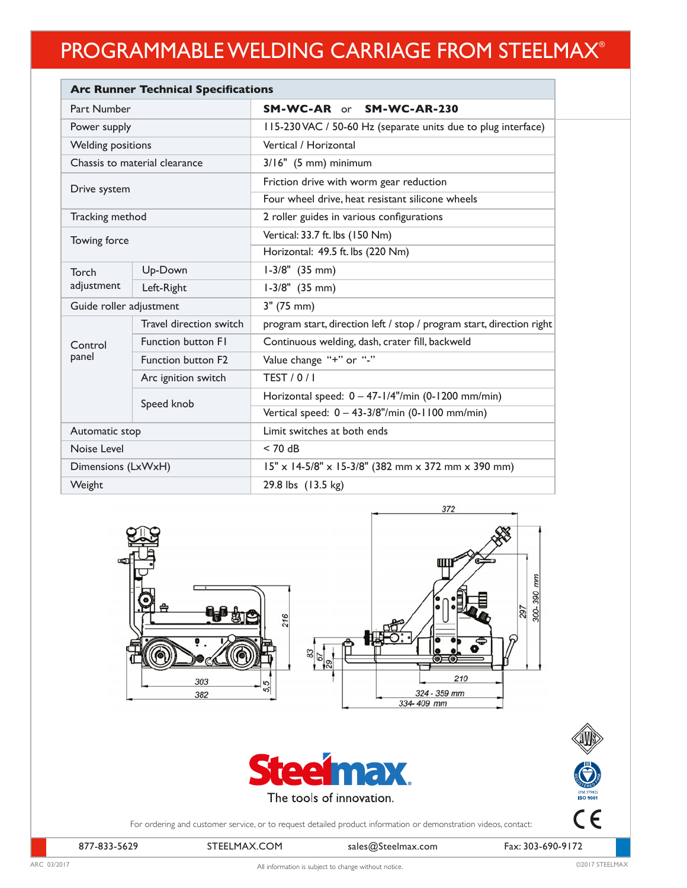# PROGRAMMABLE WELDING CARRIAGE FROM STEELMAX®

| Arc Runner Technical Specifications | | |
|---|---|---|
| Part Number | | **SM-WC-AR** or **SM-WC-AR-230** |
| Power supply | | 115-230 VAC / 50-60 Hz (separate units due to plug interface) |
| Welding positions | | Vertical / Horizontal |
| Chassis to material clearance | | 3/16" (5 mm) minimum |
| Drive system | | Friction drive with worm gear reduction |
| | | Four wheel drive, heat resistant silicone wheels |
| Tracking method | | 2 roller guides in various configurations |
| Towing force | | Vertical: 33.7 ft. lbs (150 Nm) |
| | | Horizontal: 49.5 ft. lbs (220 Nm) |
| Torch adjustment | Up-Down | 1-3/8" (35 mm) |
| | Left-Right | 1-3/8" (35 mm) |
| Guide roller adjustment | | 3" (75 mm) |
| Control panel | Travel direction switch | program start, direction left / stop / program start, direction right |
| | Function button F1 | Continuous welding, dash, crater fill, backweld |
| | Function button F2 | Value change "+" or "-" |
| | Arc ignition switch | TEST / 0 / I |
| | Speed knob | Horizontal speed: 0 – 47-1/4"/min (0-1200 mm/min) |
| | | Vertical speed: 0 – 43-3/8"/min (0-1100 mm/min) |
| Automatic stop | | Limit switches at both ends |
| Noise Level | | < 70 dB |
| Dimensions (LxWxH) | | 15" x 14-5/8" x 15-3/8" (382 mm x 372 mm x 390 mm) |
| Weight | | 29.8 lbs (13.5 kg) |

216
303
382
5.5
372
83
67
29
297
300-390 mm
210
324 - 359 mm
334- 409 mm

Steelmax
The tools of innovation.

ISO 9001

For ordering and customer service, or to request detailed product information or demonstration videos, contact:

877-833-5629 | STEELMAX.COM | sales@Steelmax.com | Fax: 303-690-9172

ARC 03/2017 | All information is subject to change without notice. | ©2017 STEELMAX